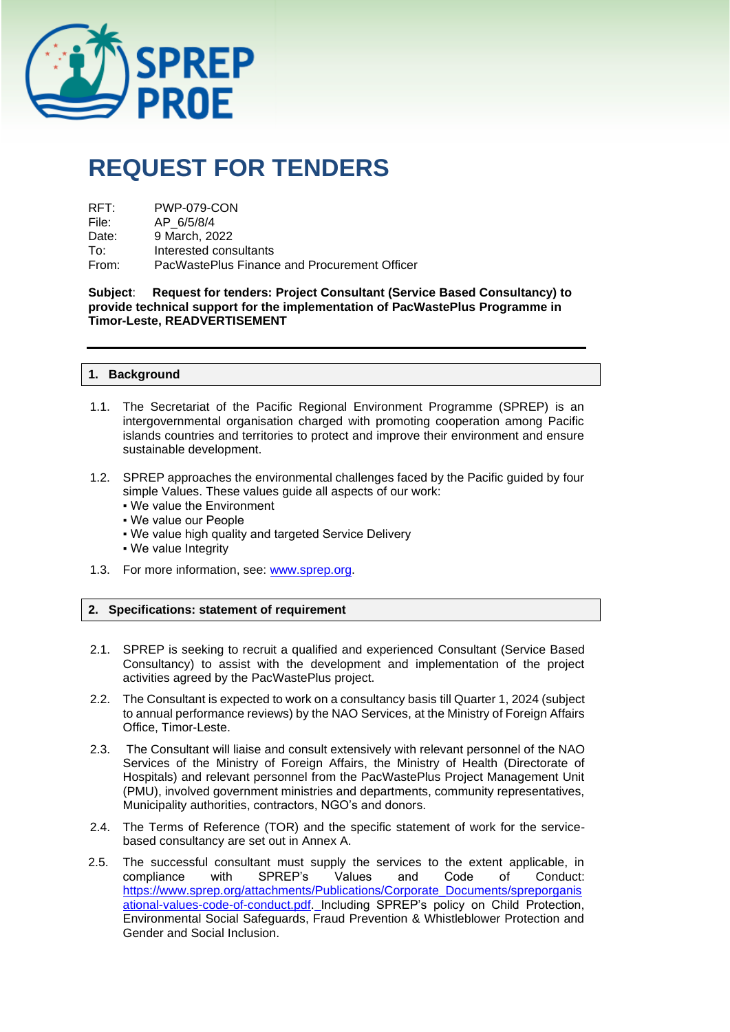SPREP
PROE

# REQUEST FOR TENDERS

RFT: PWP-079-CON
File: AP_6/5/8/4
Date: 9 March, 2022
To: Interested consultants
From: PacWastePlus Finance and Procurement Officer

**Subject**: **Request for tenders: Project Consultant (Service Based Consultancy) to provide technical support for the implementation of PacWastePlus Programme in Timor-Leste, READVERTISEMENT**

---

## 1. Background

1.1. The Secretariat of the Pacific Regional Environment Programme (SPREP) is an intergovernmental organisation charged with promoting cooperation among Pacific islands countries and territories to protect and improve their environment and ensure sustainable development.

1.2. SPREP approaches the environmental challenges faced by the Pacific guided by four simple Values. These values guide all aspects of our work:
- We value the Environment
- We value our People
- We value high quality and targeted Service Delivery
- We value Integrity

1.3. For more information, see: [www.sprep.org](www.sprep.org).

## 2. Specifications: statement of requirement

2.1. SPREP is seeking to recruit a qualified and experienced Consultant (Service Based Consultancy) to assist with the development and implementation of the project activities agreed by the PacWastePlus project.

2.2. The Consultant is expected to work on a consultancy basis till Quarter 1, 2024 (subject to annual performance reviews) by the NAO Services, at the Ministry of Foreign Affairs Office, Timor-Leste.

2.3. The Consultant will liaise and consult extensively with relevant personnel of the NAO Services of the Ministry of Foreign Affairs, the Ministry of Health (Directorate of Hospitals) and relevant personnel from the PacWastePlus Project Management Unit (PMU), involved government ministries and departments, community representatives, Municipality authorities, contractors, NGO's and donors.

2.4. The Terms of Reference (TOR) and the specific statement of work for the service-based consultancy are set out in Annex A.

2.5. The successful consultant must supply the services to the extent applicable, in compliance with SPREP's Values and Code of Conduct: [https://www.sprep.org/attachments/Publications/Corporate_Documents/spreporganisational-values-code-of-conduct.pdf](https://www.sprep.org/attachments/Publications/Corporate_Documents/spreporganisational-values-code-of-conduct.pdf). Including SPREP's policy on Child Protection, Environmental Social Safeguards, Fraud Prevention & Whistleblower Protection and Gender and Social Inclusion.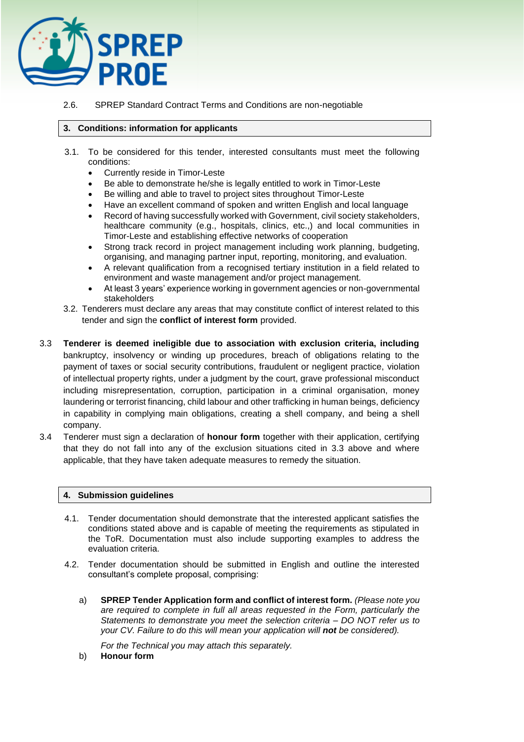2.6. SPREP Standard Contract Terms and Conditions are non-negotiable

## 3. Conditions: information for applicants

3.1. To be considered for this tender, interested consultants must meet the following conditions:

- Currently reside in Timor-Leste
- Be able to demonstrate he/she is legally entitled to work in Timor-Leste
- Be willing and able to travel to project sites throughout Timor-Leste
- Have an excellent command of spoken and written English and local language
- Record of having successfully worked with Government, civil society stakeholders, healthcare community (e.g., hospitals, clinics, etc.,) and local communities in Timor-Leste and establishing effective networks of cooperation
- Strong track record in project management including work planning, budgeting, organising, and managing partner input, reporting, monitoring, and evaluation.
- A relevant qualification from a recognised tertiary institution in a field related to environment and waste management and/or project management.
- At least 3 years' experience working in government agencies or non-governmental stakeholders

3.2. Tenderers must declare any areas that may constitute conflict of interest related to this tender and sign the **conflict of interest form** provided.

3.3 **Tenderer is deemed ineligible due to association with exclusion criteria, including** bankruptcy, insolvency or winding up procedures, breach of obligations relating to the payment of taxes or social security contributions, fraudulent or negligent practice, violation of intellectual property rights, under a judgment by the court, grave professional misconduct including misrepresentation, corruption, participation in a criminal organisation, money laundering or terrorist financing, child labour and other trafficking in human beings, deficiency in capability in complying main obligations, creating a shell company, and being a shell company.

3.4 Tenderer must sign a declaration of **honour form** together with their application, certifying that they do not fall into any of the exclusion situations cited in 3.3 above and where applicable, that they have taken adequate measures to remedy the situation.

## 4. Submission guidelines

4.1. Tender documentation should demonstrate that the interested applicant satisfies the conditions stated above and is capable of meeting the requirements as stipulated in the ToR. Documentation must also include supporting examples to address the evaluation criteria.

4.2. Tender documentation should be submitted in English and outline the interested consultant's complete proposal, comprising:

a) **SPREP Tender Application form and conflict of interest form.** *(Please note you are required to complete in full all areas requested in the Form, particularly the Statements to demonstrate you meet the selection criteria – DO NOT refer us to your CV. Failure to do this will mean your application will **not** be considered).*

*For the Technical you may attach this separately.*

b) **Honour form**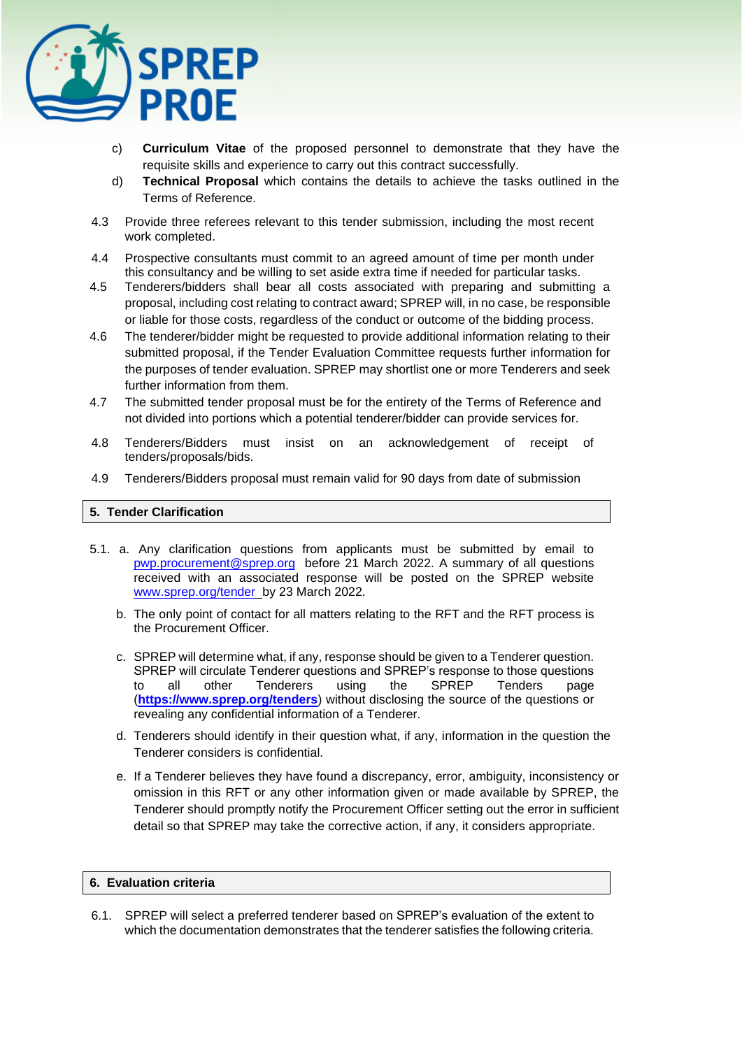c) **Curriculum Vitae** of the proposed personnel to demonstrate that they have the requisite skills and experience to carry out this contract successfully.

d) **Technical Proposal** which contains the details to achieve the tasks outlined in the Terms of Reference.

4.3 Provide three referees relevant to this tender submission, including the most recent work completed.

4.4 Prospective consultants must commit to an agreed amount of time per month under this consultancy and be willing to set aside extra time if needed for particular tasks.

4.5 Tenderers/bidders shall bear all costs associated with preparing and submitting a proposal, including cost relating to contract award; SPREP will, in no case, be responsible or liable for those costs, regardless of the conduct or outcome of the bidding process.

4.6 The tenderer/bidder might be requested to provide additional information relating to their submitted proposal, if the Tender Evaluation Committee requests further information for the purposes of tender evaluation. SPREP may shortlist one or more Tenderers and seek further information from them.

4.7 The submitted tender proposal must be for the entirety of the Terms of Reference and not divided into portions which a potential tenderer/bidder can provide services for.

4.8 Tenderers/Bidders must insist on an acknowledgement of receipt of tenders/proposals/bids.

4.9 Tenderers/Bidders proposal must remain valid for 90 days from date of submission

## 5. Tender Clarification

5.1. a. Any clarification questions from applicants must be submitted by email to pwp.procurement@sprep.org before 21 March 2022. A summary of all questions received with an associated response will be posted on the SPREP website www.sprep.org/tender by 23 March 2022.

b. The only point of contact for all matters relating to the RFT and the RFT process is the Procurement Officer.

c. SPREP will determine what, if any, response should be given to a Tenderer question. SPREP will circulate Tenderer questions and SPREP's response to those questions to all other Tenderers using the SPREP Tenders page (**https://www.sprep.org/tenders**) without disclosing the source of the questions or revealing any confidential information of a Tenderer.

d. Tenderers should identify in their question what, if any, information in the question the Tenderer considers is confidential.

e. If a Tenderer believes they have found a discrepancy, error, ambiguity, inconsistency or omission in this RFT or any other information given or made available by SPREP, the Tenderer should promptly notify the Procurement Officer setting out the error in sufficient detail so that SPREP may take the corrective action, if any, it considers appropriate.

## 6. Evaluation criteria

6.1. SPREP will select a preferred tenderer based on SPREP's evaluation of the extent to which the documentation demonstrates that the tenderer satisfies the following criteria.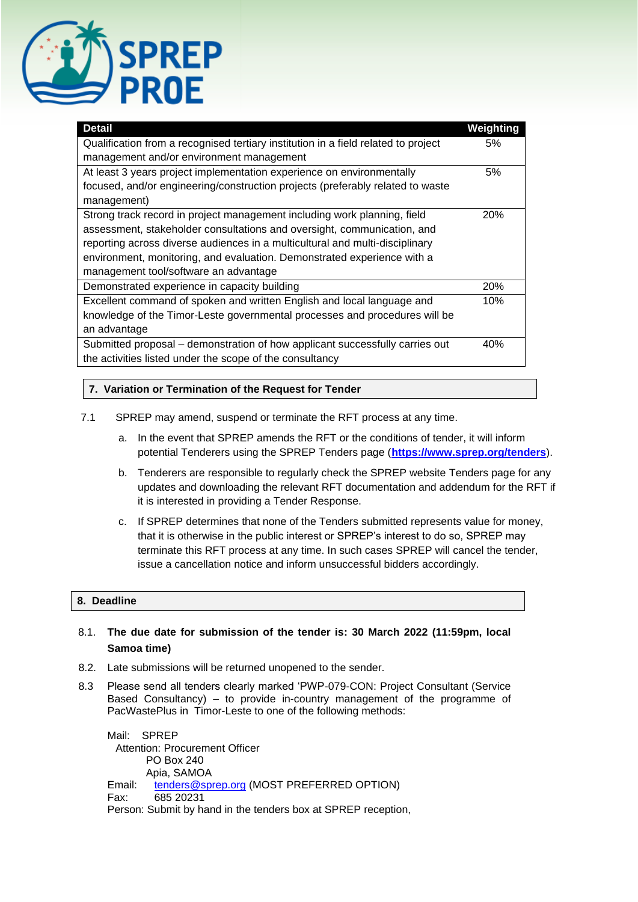| Detail | Weighting |
|---|---|
| Qualification from a recognised tertiary institution in a field related to project management and/or environment management | 5% |
| At least 3 years project implementation experience on environmentally focused, and/or engineering/construction projects (preferably related to waste management) | 5% |
| Strong track record in project management including work planning, field assessment, stakeholder consultations and oversight, communication, and reporting across diverse audiences in a multicultural and multi-disciplinary environment, monitoring, and evaluation. Demonstrated experience with a management tool/software an advantage | 20% |
| Demonstrated experience in capacity building | 20% |
| Excellent command of spoken and written English and local language and knowledge of the Timor-Leste governmental processes and procedures will be an advantage | 10% |
| Submitted proposal – demonstration of how applicant successfully carries out the activities listed under the scope of the consultancy | 40% |

## 7. Variation or Termination of the Request for Tender

7.1 SPREP may amend, suspend or terminate the RFT process at any time.

a. In the event that SPREP amends the RFT or the conditions of tender, it will inform potential Tenderers using the SPREP Tenders page (**https://www.sprep.org/tenders**).

b. Tenderers are responsible to regularly check the SPREP website Tenders page for any updates and downloading the relevant RFT documentation and addendum for the RFT if it is interested in providing a Tender Response.

c. If SPREP determines that none of the Tenders submitted represents value for money, that it is otherwise in the public interest or SPREP's interest to do so, SPREP may terminate this RFT process at any time. In such cases SPREP will cancel the tender, issue a cancellation notice and inform unsuccessful bidders accordingly.

## 8. Deadline

8.1. **The due date for submission of the tender is: 30 March 2022 (11:59pm, local Samoa time)**

8.2. Late submissions will be returned unopened to the sender.

8.3 Please send all tenders clearly marked 'PWP-079-CON: Project Consultant (Service Based Consultancy) – to provide in-country management of the programme of PacWastePlus in Timor-Leste to one of the following methods:

Mail: SPREP
Attention: Procurement Officer
PO Box 240
Apia, SAMOA
Email: tenders@sprep.org (MOST PREFERRED OPTION)
Fax: 685 20231
Person: Submit by hand in the tenders box at SPREP reception,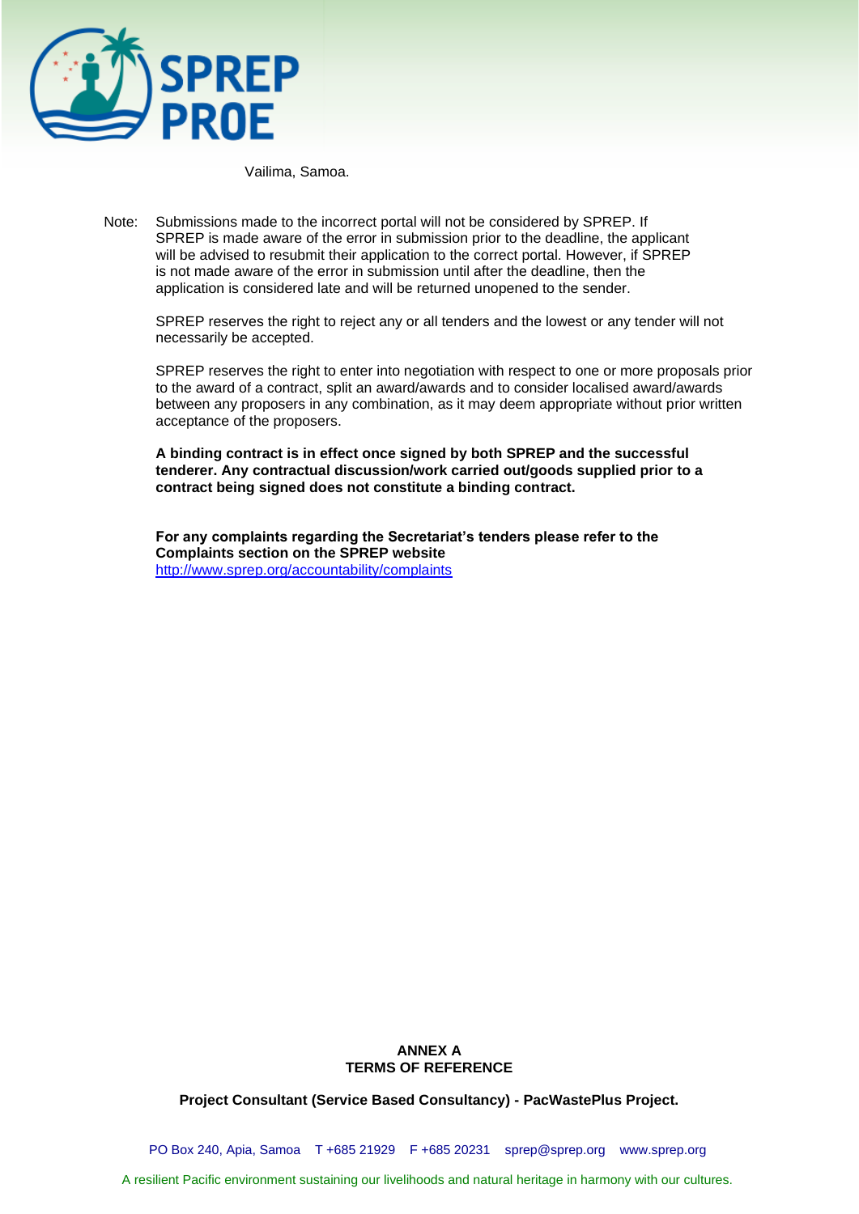Vailima, Samoa.

Note: Submissions made to the incorrect portal will not be considered by SPREP. If SPREP is made aware of the error in submission prior to the deadline, the applicant will be advised to resubmit their application to the correct portal. However, if SPREP is not made aware of the error in submission until after the deadline, then the application is considered late and will be returned unopened to the sender.

SPREP reserves the right to reject any or all tenders and the lowest or any tender will not necessarily be accepted.

SPREP reserves the right to enter into negotiation with respect to one or more proposals prior to the award of a contract, split an award/awards and to consider localised award/awards between any proposers in any combination, as it may deem appropriate without prior written acceptance of the proposers.

**A binding contract is in effect once signed by both SPREP and the successful tenderer. Any contractual discussion/work carried out/goods supplied prior to a contract being signed does not constitute a binding contract.**

**For any complaints regarding the Secretariat's tenders please refer to the Complaints section on the SPREP website** http://www.sprep.org/accountability/complaints

**ANNEX A**
**TERMS OF REFERENCE**

**Project Consultant (Service Based Consultancy) - PacWastePlus Project.**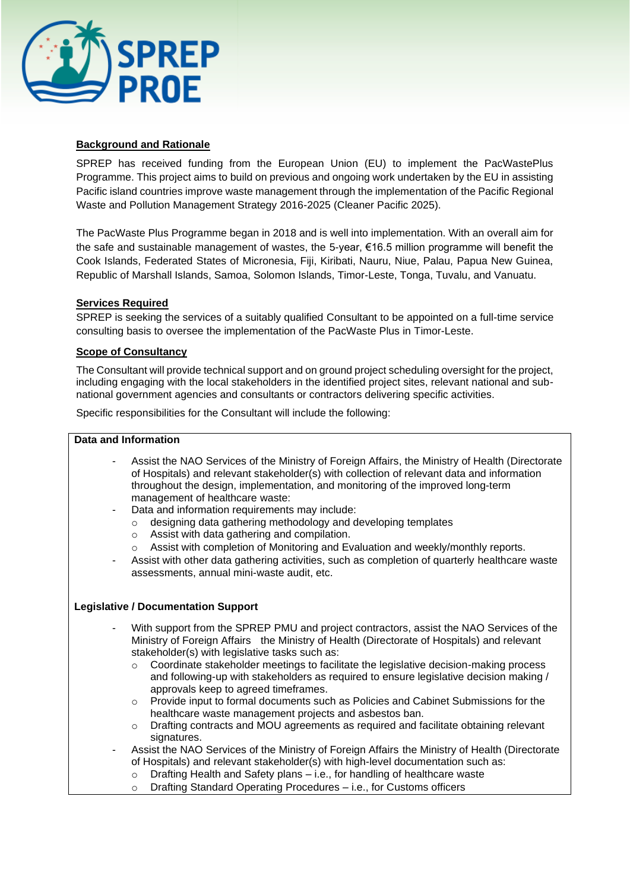**Background and Rationale**

SPREP has received funding from the European Union (EU) to implement the PacWastePlus Programme. This project aims to build on previous and ongoing work undertaken by the EU in assisting Pacific island countries improve waste management through the implementation of the Pacific Regional Waste and Pollution Management Strategy 2016-2025 (Cleaner Pacific 2025).

The PacWaste Plus Programme began in 2018 and is well into implementation. With an overall aim for the safe and sustainable management of wastes, the 5-year, €16.5 million programme will benefit the Cook Islands, Federated States of Micronesia, Fiji, Kiribati, Nauru, Niue, Palau, Papua New Guinea, Republic of Marshall Islands, Samoa, Solomon Islands, Timor-Leste, Tonga, Tuvalu, and Vanuatu.

**Services Required**

SPREP is seeking the services of a suitably qualified Consultant to be appointed on a full-time service consulting basis to oversee the implementation of the PacWaste Plus in Timor-Leste.

**Scope of Consultancy**

The Consultant will provide technical support and on ground project scheduling oversight for the project, including engaging with the local stakeholders in the identified project sites, relevant national and sub-national government agencies and consultants or contractors delivering specific activities.

Specific responsibilities for the Consultant will include the following:

**Data and Information**

- Assist the NAO Services of the Ministry of Foreign Affairs, the Ministry of Health (Directorate of Hospitals) and relevant stakeholder(s) with collection of relevant data and information throughout the design, implementation, and monitoring of the improved long-term management of healthcare waste:
- Data and information requirements may include:
  - designing data gathering methodology and developing templates
  - Assist with data gathering and compilation.
  - Assist with completion of Monitoring and Evaluation and weekly/monthly reports.
- Assist with other data gathering activities, such as completion of quarterly healthcare waste assessments, annual mini-waste audit, etc.

**Legislative / Documentation Support**

- With support from the SPREP PMU and project contractors, assist the NAO Services of the Ministry of Foreign Affairs the Ministry of Health (Directorate of Hospitals) and relevant stakeholder(s) with legislative tasks such as:
  - Coordinate stakeholder meetings to facilitate the legislative decision-making process and following-up with stakeholders as required to ensure legislative decision making / approvals keep to agreed timeframes.
  - Provide input to formal documents such as Policies and Cabinet Submissions for the healthcare waste management projects and asbestos ban.
  - Drafting contracts and MOU agreements as required and facilitate obtaining relevant signatures.
- Assist the NAO Services of the Ministry of Foreign Affairs the Ministry of Health (Directorate of Hospitals) and relevant stakeholder(s) with high-level documentation such as:
  - Drafting Health and Safety plans – i.e., for handling of healthcare waste
  - Drafting Standard Operating Procedures – i.e., for Customs officers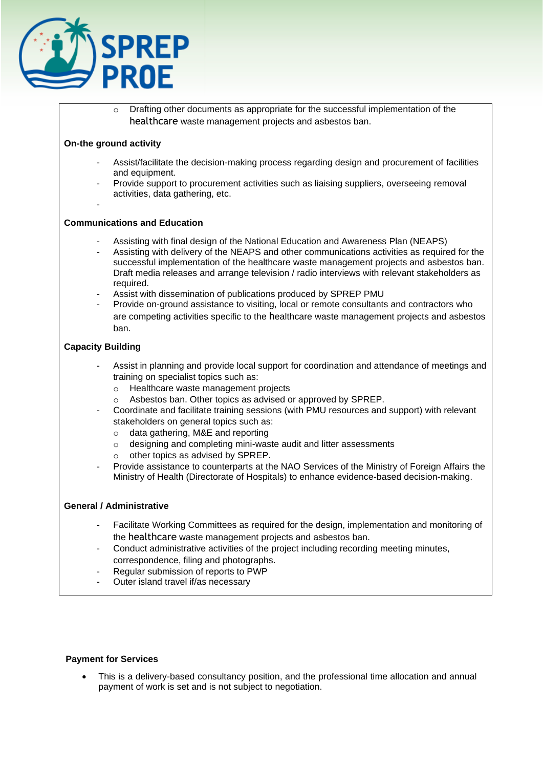- Drafting other documents as appropriate for the successful implementation of the healthcare waste management projects and asbestos ban.

**On-the ground activity**

- Assist/facilitate the decision-making process regarding design and procurement of facilities and equipment.
- Provide support to procurement activities such as liaising suppliers, overseeing removal activities, data gathering, etc.
-

**Communications and Education**

- Assisting with final design of the National Education and Awareness Plan (NEAPS)
- Assisting with delivery of the NEAPS and other communications activities as required for the successful implementation of the healthcare waste management projects and asbestos ban. Draft media releases and arrange television / radio interviews with relevant stakeholders as required.
- Assist with dissemination of publications produced by SPREP PMU
- Provide on-ground assistance to visiting, local or remote consultants and contractors who are competing activities specific to the healthcare waste management projects and asbestos ban.

**Capacity Building**

- Assist in planning and provide local support for coordination and attendance of meetings and training on specialist topics such as:
  - Healthcare waste management projects
  - Asbestos ban. Other topics as advised or approved by SPREP.
- Coordinate and facilitate training sessions (with PMU resources and support) with relevant stakeholders on general topics such as:
  - data gathering, M&E and reporting
  - designing and completing mini-waste audit and litter assessments
  - other topics as advised by SPREP.
- Provide assistance to counterparts at the NAO Services of the Ministry of Foreign Affairs the Ministry of Health (Directorate of Hospitals) to enhance evidence-based decision-making.

**General / Administrative**

- Facilitate Working Committees as required for the design, implementation and monitoring of the healthcare waste management projects and asbestos ban.
- Conduct administrative activities of the project including recording meeting minutes, correspondence, filing and photographs.
- Regular submission of reports to PWP
- Outer island travel if/as necessary

**Payment for Services**

- This is a delivery-based consultancy position, and the professional time allocation and annual payment of work is set and is not subject to negotiation.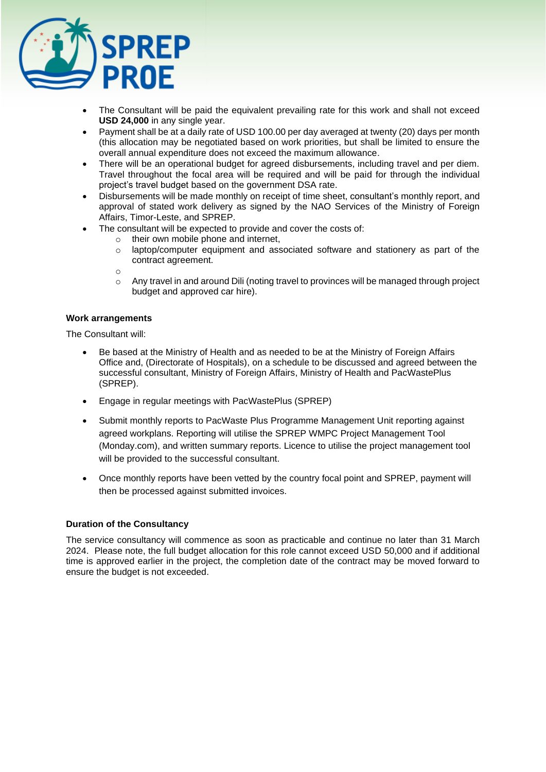- The Consultant will be paid the equivalent prevailing rate for this work and shall not exceed **USD 24,000** in any single year.
- Payment shall be at a daily rate of USD 100.00 per day averaged at twenty (20) days per month (this allocation may be negotiated based on work priorities, but shall be limited to ensure the overall annual expenditure does not exceed the maximum allowance.
- There will be an operational budget for agreed disbursements, including travel and per diem. Travel throughout the focal area will be required and will be paid for through the individual project's travel budget based on the government DSA rate.
- Disbursements will be made monthly on receipt of time sheet, consultant's monthly report, and approval of stated work delivery as signed by the NAO Services of the Ministry of Foreign Affairs, Timor-Leste, and SPREP.
- The consultant will be expected to provide and cover the costs of:
    - their own mobile phone and internet,
    - laptop/computer equipment and associated software and stationery as part of the contract agreement.
    - 
    - Any travel in and around Dili (noting travel to provinces will be managed through project budget and approved car hire).

**Work arrangements**

The Consultant will:

- Be based at the Ministry of Health and as needed to be at the Ministry of Foreign Affairs Office and, (Directorate of Hospitals), on a schedule to be discussed and agreed between the successful consultant, Ministry of Foreign Affairs, Ministry of Health and PacWastePlus (SPREP).
- Engage in regular meetings with PacWastePlus (SPREP)
- Submit monthly reports to PacWaste Plus Programme Management Unit reporting against agreed workplans. Reporting will utilise the SPREP WMPC Project Management Tool (Monday.com), and written summary reports. Licence to utilise the project management tool will be provided to the successful consultant.
- Once monthly reports have been vetted by the country focal point and SPREP, payment will then be processed against submitted invoices.

**Duration of the Consultancy**

The service consultancy will commence as soon as practicable and continue no later than 31 March 2024. Please note, the full budget allocation for this role cannot exceed USD 50,000 and if additional time is approved earlier in the project, the completion date of the contract may be moved forward to ensure the budget is not exceeded.